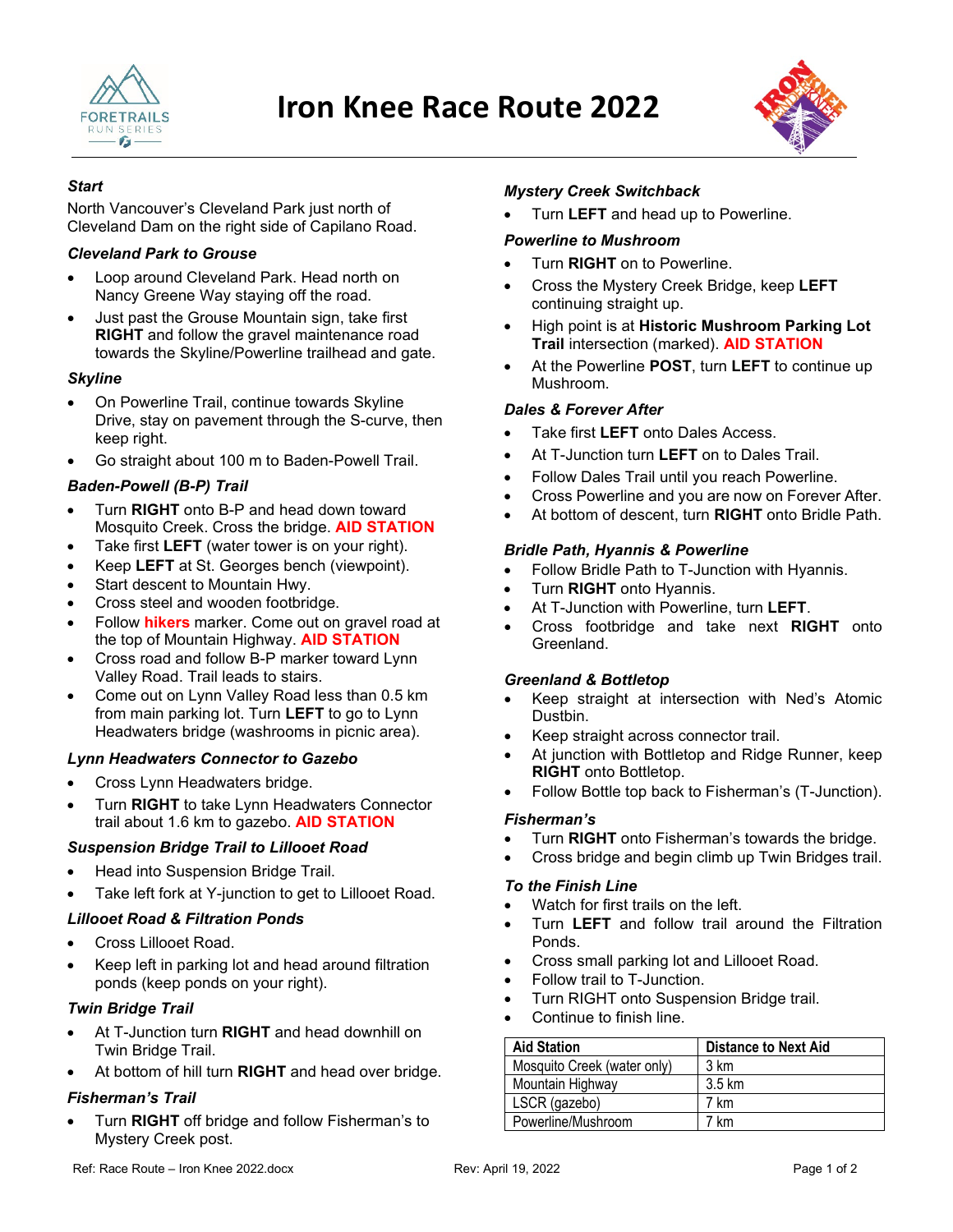# Iron Knee Race Route 2022

### *Start*

North Vancouver's Cleveland Park just north of Cleveland Dam on the right side of Capilano Road.

### *Cleveland Park to Grouse*

- Loop around Cleveland Park. Head north on Nancy Greene Way staying off the road.
- Just past the Grouse Mountain sign, take first **RIGHT** and follow the gravel maintenance road towards the Skyline/Powerline trailhead and gate.

### *Skyline*

- On Powerline Trail, continue towards Skyline Drive, stay on pavement through the S-curve, then keep right.
- Go straight about 100 m to Baden-Powell Trail.

### *Baden-Powell (B-P) Trail*

- Turn **RIGHT** onto B-P and head down toward Mosquito Creek. Cross the bridge. **AID STATION**
- Take first **LEFT** (water tower is on your right).
- Keep **LEFT** at St. Georges bench (viewpoint).
- Start descent to Mountain Hwy.
- Cross steel and wooden footbridge.
- Follow **hikers** marker. Come out on gravel road at the top of Mountain Highway. **AID STATION**
- Cross road and follow B-P marker toward Lynn Valley Road. Trail leads to stairs.
- Come out on Lynn Valley Road less than 0.5 km from main parking lot. Turn **LEFT** to go to Lynn Headwaters bridge (washrooms in picnic area).

### *Lynn Headwaters Connector to Gazebo*

- Cross Lynn Headwaters bridge.
- Turn **RIGHT** to take Lynn Headwaters Connector trail about 1.6 km to gazebo. **AID STATION**

### *Suspension Bridge Trail to Lillooet Road*

- Head into Suspension Bridge Trail.
- Take left fork at Y-junction to get to Lillooet Road.

### *Lillooet Road & Filtration Ponds*

- Cross Lillooet Road.
- Keep left in parking lot and head around filtration ponds (keep ponds on your right).

### *Twin Bridge Trail*

- At T-Junction turn **RIGHT** and head downhill on Twin Bridge Trail.
- At bottom of hill turn **RIGHT** and head over bridge.

### *Fisherman's Trail*

- Turn **RIGHT** off bridge and follow Fisherman's to Mystery Creek post.

### *Mystery Creek Switchback*

- Turn **LEFT** and head up to Powerline.

### *Powerline to Mushroom*

- Turn **RIGHT** on to Powerline.
- Cross the Mystery Creek Bridge, keep **LEFT** continuing straight up.
- High point is at **Historic Mushroom Parking Lot Trail** intersection (marked). **AID STATION**
- At the Powerline **POST**, turn **LEFT** to continue up Mushroom.

### *Dales & Forever After*

- Take first **LEFT** onto Dales Access.
- At T-Junction turn **LEFT** on to Dales Trail.
- Follow Dales Trail until you reach Powerline.
- Cross Powerline and you are now on Forever After.
- At bottom of descent, turn **RIGHT** onto Bridle Path.

### *Bridle Path, Hyannis & Powerline*

- Follow Bridle Path to T-Junction with Hyannis.
- Turn **RIGHT** onto Hyannis.
- At T-Junction with Powerline, turn **LEFT**.
- Cross footbridge and take next **RIGHT** onto Greenland.

### *Greenland & Bottletop*

- Keep straight at intersection with Ned's Atomic Dustbin.
- Keep straight across connector trail.
- At junction with Bottletop and Ridge Runner, keep **RIGHT** onto Bottletop.
- Follow Bottle top back to Fisherman's (T-Junction).

### *Fisherman's*

- Turn **RIGHT** onto Fisherman's towards the bridge.
- Cross bridge and begin climb up Twin Bridges trail.

### *To the Finish Line*

- Watch for first trails on the left.
- Turn **LEFT** and follow trail around the Filtration Ponds.
- Cross small parking lot and Lillooet Road.
- Follow trail to T-Junction.
- Turn RIGHT onto Suspension Bridge trail.
- Continue to finish line.

| Aid Station | Distance to Next Aid |
|---|---|
| Mosquito Creek (water only) | 3 km |
| Mountain Highway | 3.5 km |
| LSCR (gazebo) | 7 km |
| Powerline/Mushroom | 7 km |

Ref: Race Route – Iron Knee 2022.docx    Rev: April 19, 2022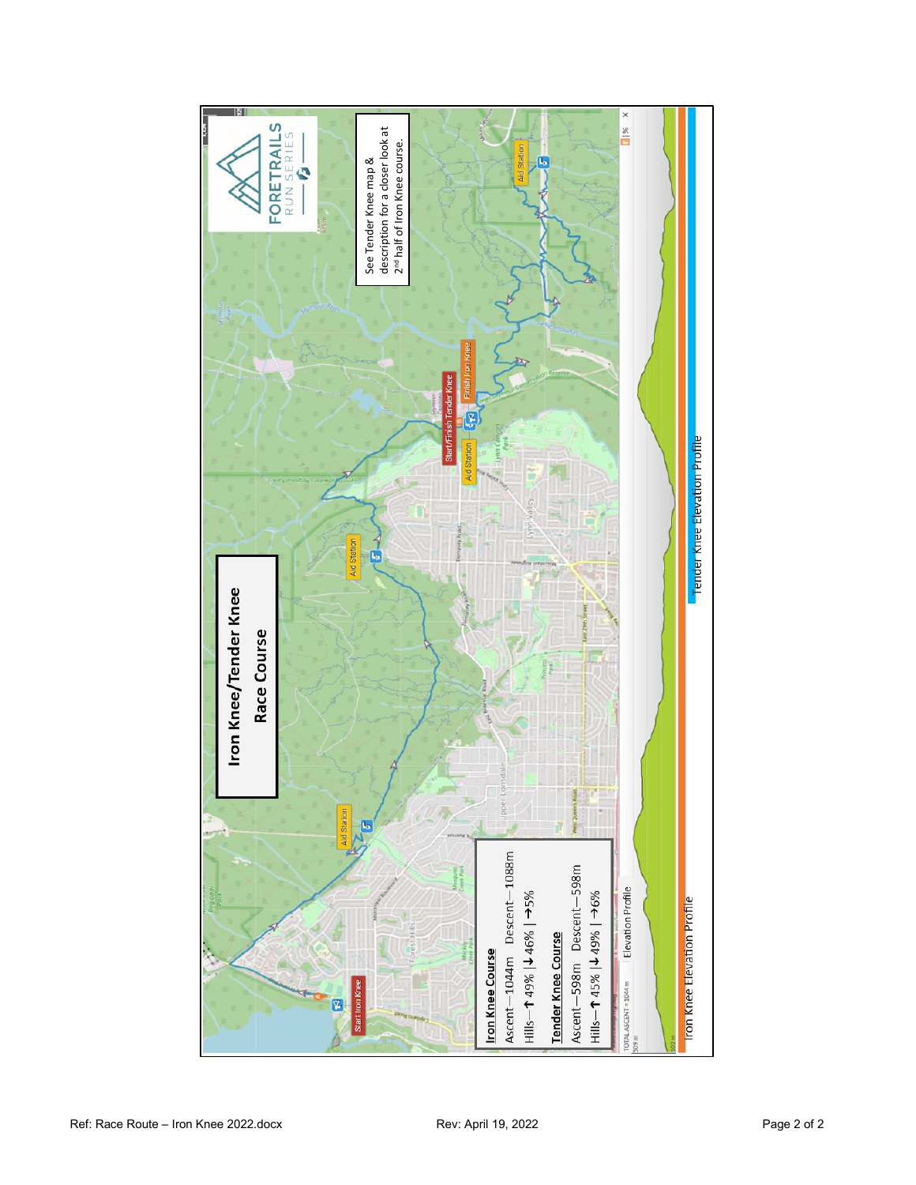# Iron Knee/Tender Knee Race Course

See Tender Knee map & description for a closer look at 2[nd] half of Iron Knee course.

Start Iron Knee

Aid Station

Aid Station

Aid Station

Start/Finish Tender Knee

Finish Iron Knee

Aid Station

**Iron Knee Course**

Ascent—1044m Descent—1088m

Hills—↑49% | ↓46% | →5%

**Tender Knee Course**

Ascent—598m Descent—598m

Hills—↑45% | ↓49% | →6%

Elevation Profile

TOTAL ASCENT = 1044 m

Tender Knee Elevation Profile

Iron Knee Elevation Profile